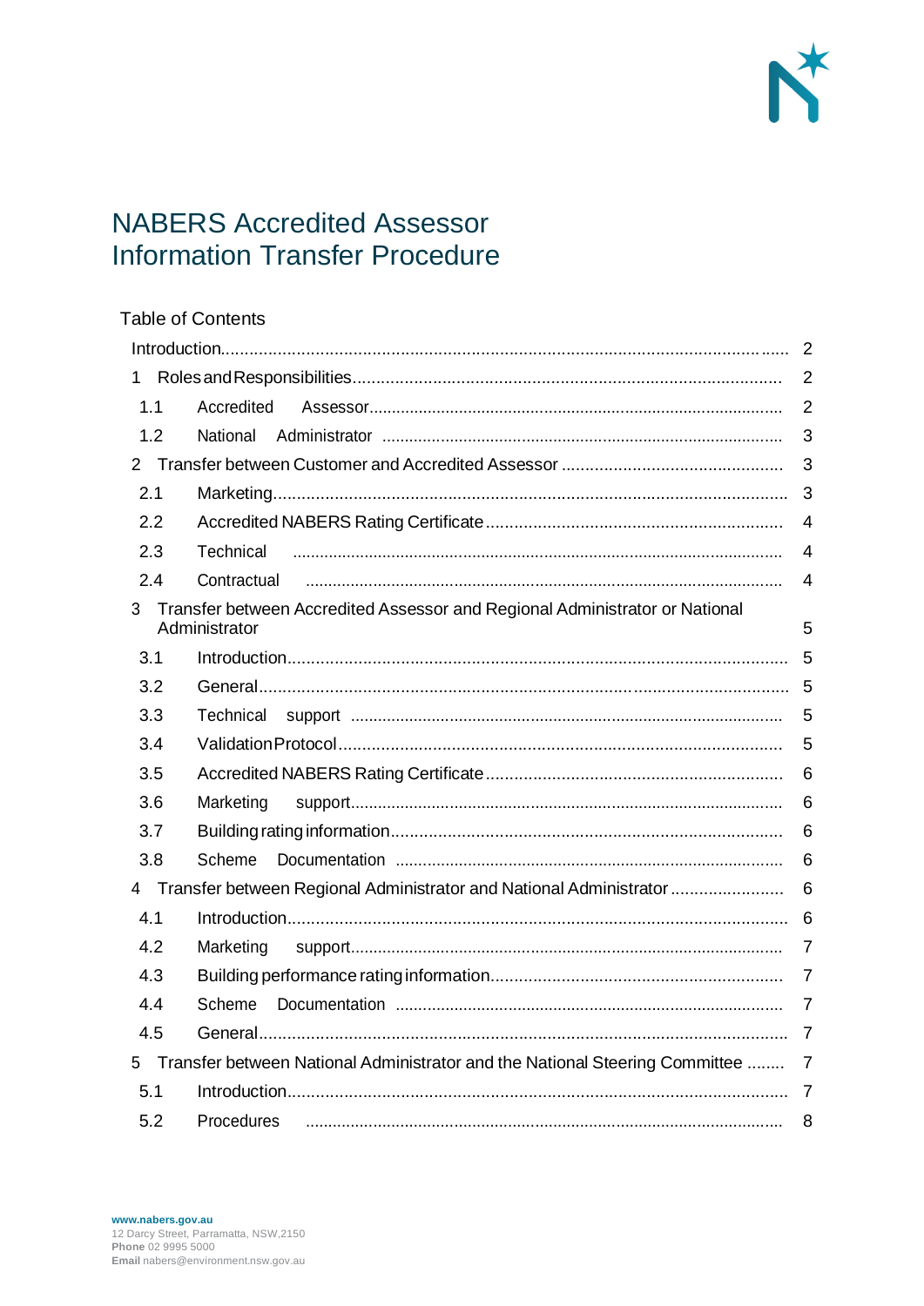# NABERS Accredited Assessor Information Transfer Procedure

Table of Contents

Introduction.......................................................... 2

1 Roles and Responsibilities.......................................................... 2

1.1 Accredited Assessor.......................................................... 2

1.2 National Administrator .......................................................... 3

2 Transfer between Customer and Accredited Assessor .......................................................... 3

2.1 Marketing.......................................................... 3

2.2 Accredited NABERS Rating Certificate.......................................................... 4

2.3 Technical .......................................................... 4

2.4 Contractual .......................................................... 4

3 Transfer between Accredited Assessor and Regional Administrator or National Administrator .......................................................... 5

3.1 Introduction.......................................................... 5

3.2 General.......................................................... 5

3.3 Technical support .......................................................... 5

3.4 Validation Protocol.......................................................... 5

3.5 Accredited NABERS Rating Certificate.......................................................... 6

3.6 Marketing support.......................................................... 6

3.7 Building rating information.......................................................... 6

3.8 Scheme Documentation .......................................................... 6

4 Transfer between Regional Administrator and National Administrator .......................................................... 6

4.1 Introduction.......................................................... 6

4.2 Marketing support.......................................................... 7

4.3 Building performance rating information.......................................................... 7

4.4 Scheme Documentation .......................................................... 7

4.5 General.......................................................... 7

5 Transfer between National Administrator and the National Steering Committee .......................................................... 7

5.1 Introduction.......................................................... 7

5.2 Procedures .......................................................... 8

**www.nabers.gov.au**
12 Darcy Street, Parramatta, NSW,2150
**Phone** 02 9995 5000
**Email** nabers@environment.nsw.gov.au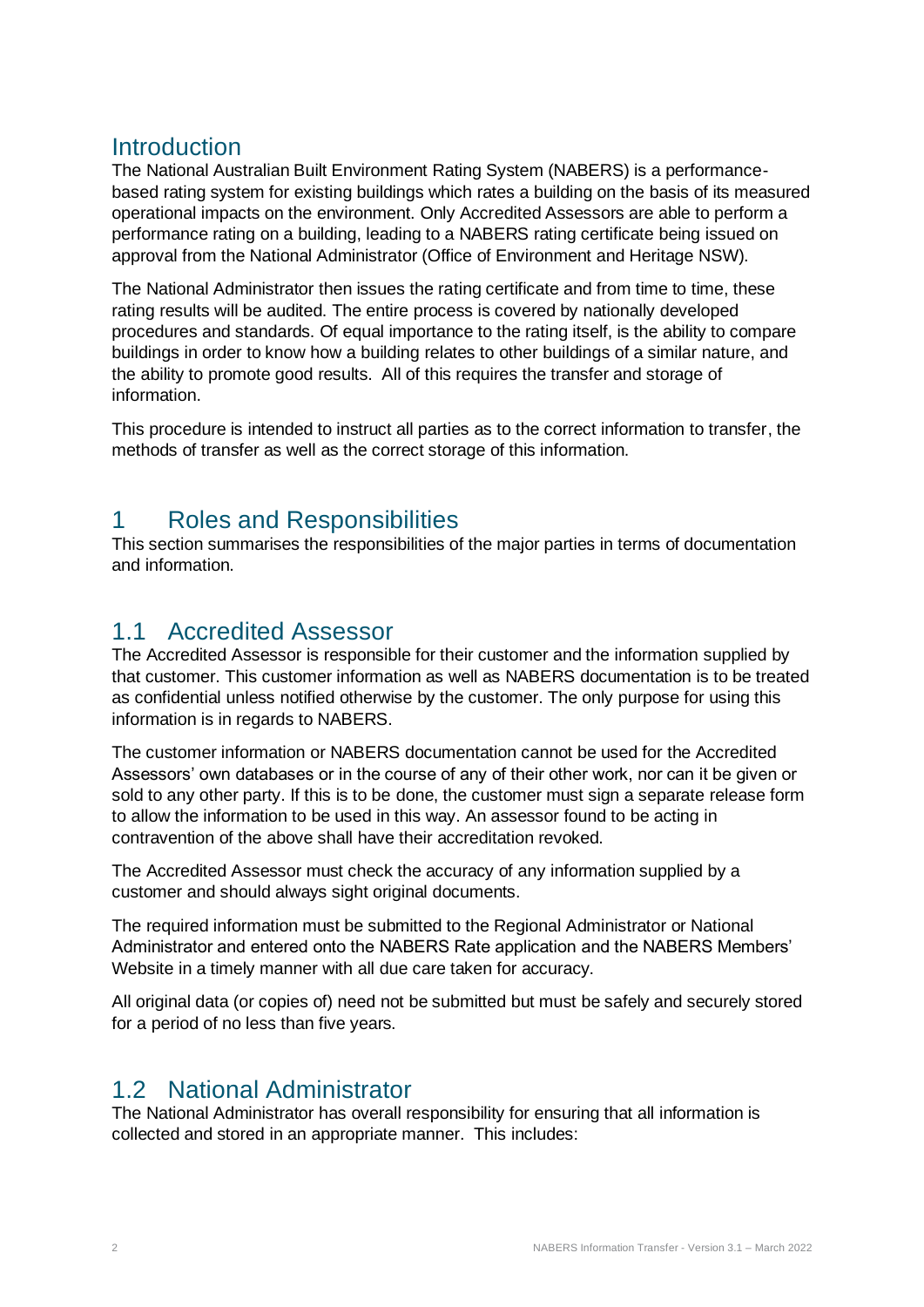## Introduction

The National Australian Built Environment Rating System (NABERS) is a performance-based rating system for existing buildings which rates a building on the basis of its measured operational impacts on the environment. Only Accredited Assessors are able to perform a performance rating on a building, leading to a NABERS rating certificate being issued on approval from the National Administrator (Office of Environment and Heritage NSW).

The National Administrator then issues the rating certificate and from time to time, these rating results will be audited. The entire process is covered by nationally developed procedures and standards. Of equal importance to the rating itself, is the ability to compare buildings in order to know how a building relates to other buildings of a similar nature, and the ability to promote good results. All of this requires the transfer and storage of information.

This procedure is intended to instruct all parties as to the correct information to transfer, the methods of transfer as well as the correct storage of this information.

# 1 Roles and Responsibilities

This section summarises the responsibilities of the major parties in terms of documentation and information.

## 1.1 Accredited Assessor

The Accredited Assessor is responsible for their customer and the information supplied by that customer. This customer information as well as NABERS documentation is to be treated as confidential unless notified otherwise by the customer. The only purpose for using this information is in regards to NABERS.

The customer information or NABERS documentation cannot be used for the Accredited Assessors' own databases or in the course of any of their other work, nor can it be given or sold to any other party. If this is to be done, the customer must sign a separate release form to allow the information to be used in this way. An assessor found to be acting in contravention of the above shall have their accreditation revoked.

The Accredited Assessor must check the accuracy of any information supplied by a customer and should always sight original documents.

The required information must be submitted to the Regional Administrator or National Administrator and entered onto the NABERS Rate application and the NABERS Members' Website in a timely manner with all due care taken for accuracy.

All original data (or copies of) need not be submitted but must be safely and securely stored for a period of no less than five years.

## 1.2 National Administrator

The National Administrator has overall responsibility for ensuring that all information is collected and stored in an appropriate manner. This includes: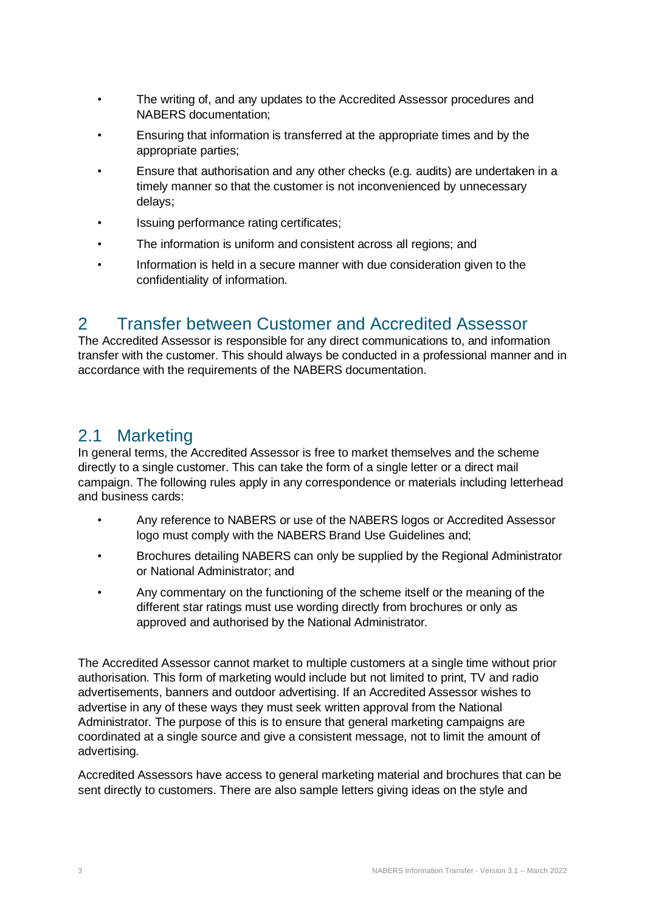- The writing of, and any updates to the Accredited Assessor procedures and NABERS documentation;
- Ensuring that information is transferred at the appropriate times and by the appropriate parties;
- Ensure that authorisation and any other checks (e.g. audits) are undertaken in a timely manner so that the customer is not inconvenienced by unnecessary delays;
- Issuing performance rating certificates;
- The information is uniform and consistent across all regions; and
- Information is held in a secure manner with due consideration given to the confidentiality of information.

# 2 Transfer between Customer and Accredited Assessor

The Accredited Assessor is responsible for any direct communications to, and information transfer with the customer. This should always be conducted in a professional manner and in accordance with the requirements of the NABERS documentation.

## 2.1 Marketing

In general terms, the Accredited Assessor is free to market themselves and the scheme directly to a single customer. This can take the form of a single letter or a direct mail campaign. The following rules apply in any correspondence or materials including letterhead and business cards:

- Any reference to NABERS or use of the NABERS logos or Accredited Assessor logo must comply with the NABERS Brand Use Guidelines and;
- Brochures detailing NABERS can only be supplied by the Regional Administrator or National Administrator; and
- Any commentary on the functioning of the scheme itself or the meaning of the different star ratings must use wording directly from brochures or only as approved and authorised by the National Administrator.

The Accredited Assessor cannot market to multiple customers at a single time without prior authorisation. This form of marketing would include but not limited to print, TV and radio advertisements, banners and outdoor advertising. If an Accredited Assessor wishes to advertise in any of these ways they must seek written approval from the National Administrator. The purpose of this is to ensure that general marketing campaigns are coordinated at a single source and give a consistent message, not to limit the amount of advertising.

Accredited Assessors have access to general marketing material and brochures that can be sent directly to customers. There are also sample letters giving ideas on the style and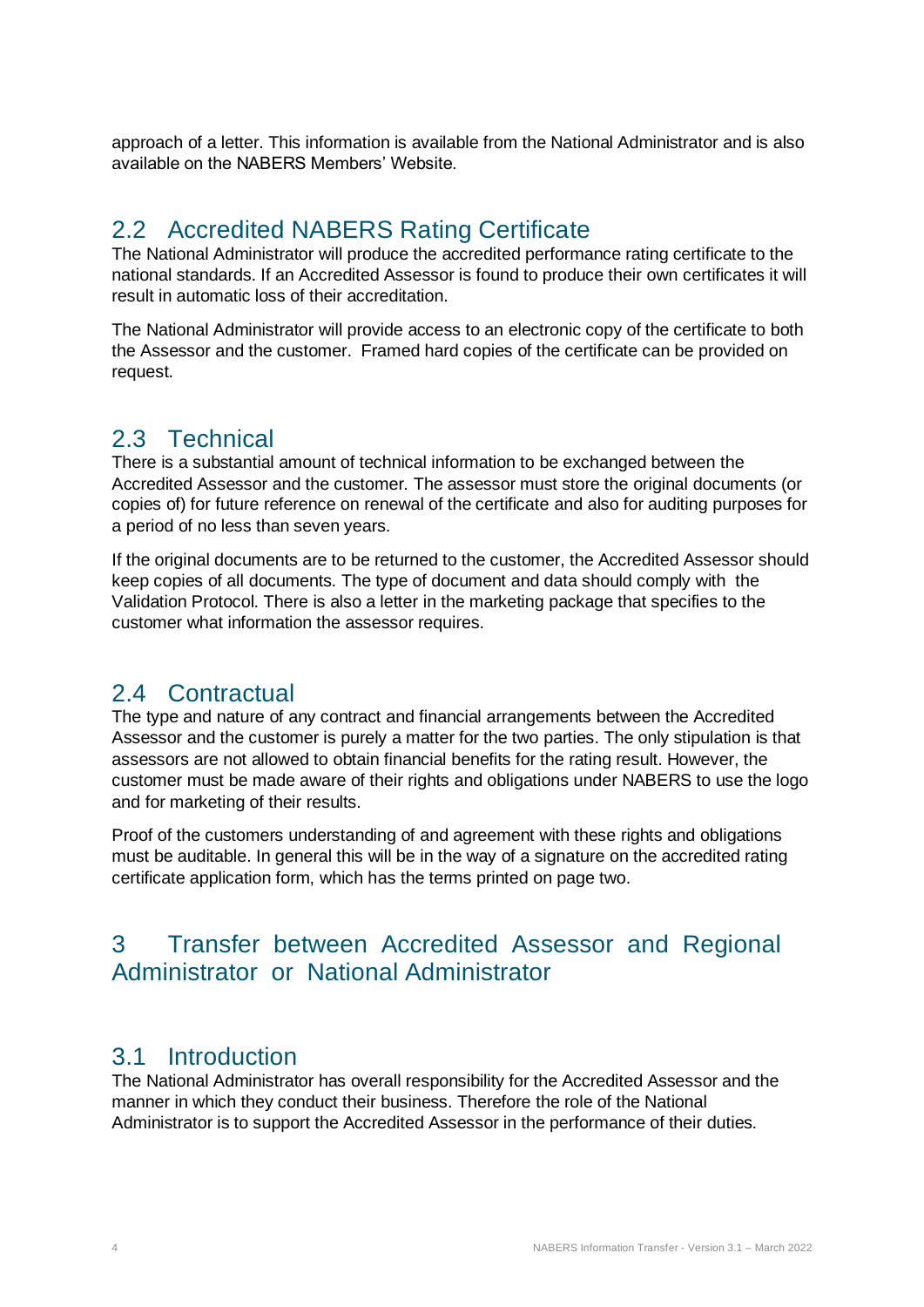approach of a letter. This information is available from the National Administrator and is also available on the NABERS Members' Website.

## 2.2 Accredited NABERS Rating Certificate

The National Administrator will produce the accredited performance rating certificate to the national standards. If an Accredited Assessor is found to produce their own certificates it will result in automatic loss of their accreditation.

The National Administrator will provide access to an electronic copy of the certificate to both the Assessor and the customer. Framed hard copies of the certificate can be provided on request.

## 2.3 Technical

There is a substantial amount of technical information to be exchanged between the Accredited Assessor and the customer. The assessor must store the original documents (or copies of) for future reference on renewal of the certificate and also for auditing purposes for a period of no less than seven years.

If the original documents are to be returned to the customer, the Accredited Assessor should keep copies of all documents. The type of document and data should comply with the Validation Protocol. There is also a letter in the marketing package that specifies to the customer what information the assessor requires.

## 2.4 Contractual

The type and nature of any contract and financial arrangements between the Accredited Assessor and the customer is purely a matter for the two parties. The only stipulation is that assessors are not allowed to obtain financial benefits for the rating result. However, the customer must be made aware of their rights and obligations under NABERS to use the logo and for marketing of their results.

Proof of the customers understanding of and agreement with these rights and obligations must be auditable. In general this will be in the way of a signature on the accredited rating certificate application form, which has the terms printed on page two.

# 3 Transfer between Accredited Assessor and Regional Administrator or National Administrator

## 3.1 Introduction

The National Administrator has overall responsibility for the Accredited Assessor and the manner in which they conduct their business. Therefore the role of the National Administrator is to support the Accredited Assessor in the performance of their duties.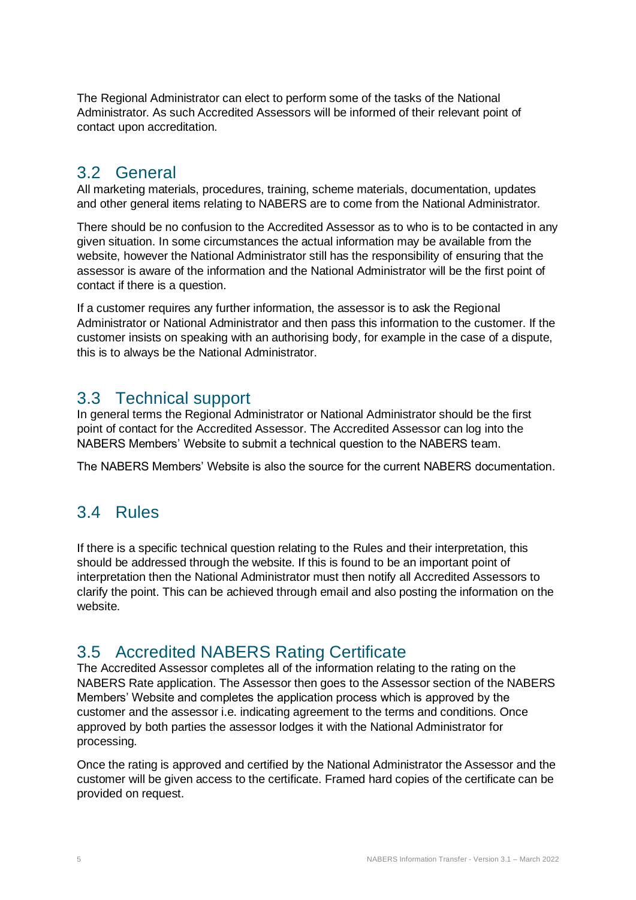The Regional Administrator can elect to perform some of the tasks of the National Administrator. As such Accredited Assessors will be informed of their relevant point of contact upon accreditation.

## 3.2 General

All marketing materials, procedures, training, scheme materials, documentation, updates and other general items relating to NABERS are to come from the National Administrator.

There should be no confusion to the Accredited Assessor as to who is to be contacted in any given situation. In some circumstances the actual information may be available from the website, however the National Administrator still has the responsibility of ensuring that the assessor is aware of the information and the National Administrator will be the first point of contact if there is a question.

If a customer requires any further information, the assessor is to ask the Regional Administrator or National Administrator and then pass this information to the customer. If the customer insists on speaking with an authorising body, for example in the case of a dispute, this is to always be the National Administrator.

## 3.3 Technical support

In general terms the Regional Administrator or National Administrator should be the first point of contact for the Accredited Assessor. The Accredited Assessor can log into the NABERS Members' Website to submit a technical question to the NABERS team.

The NABERS Members' Website is also the source for the current NABERS documentation.

## 3.4 Rules

If there is a specific technical question relating to the Rules and their interpretation, this should be addressed through the website. If this is found to be an important point of interpretation then the National Administrator must then notify all Accredited Assessors to clarify the point. This can be achieved through email and also posting the information on the website.

## 3.5 Accredited NABERS Rating Certificate

The Accredited Assessor completes all of the information relating to the rating on the NABERS Rate application. The Assessor then goes to the Assessor section of the NABERS Members' Website and completes the application process which is approved by the customer and the assessor i.e. indicating agreement to the terms and conditions. Once approved by both parties the assessor lodges it with the National Administrator for processing.

Once the rating is approved and certified by the National Administrator the Assessor and the customer will be given access to the certificate. Framed hard copies of the certificate can be provided on request.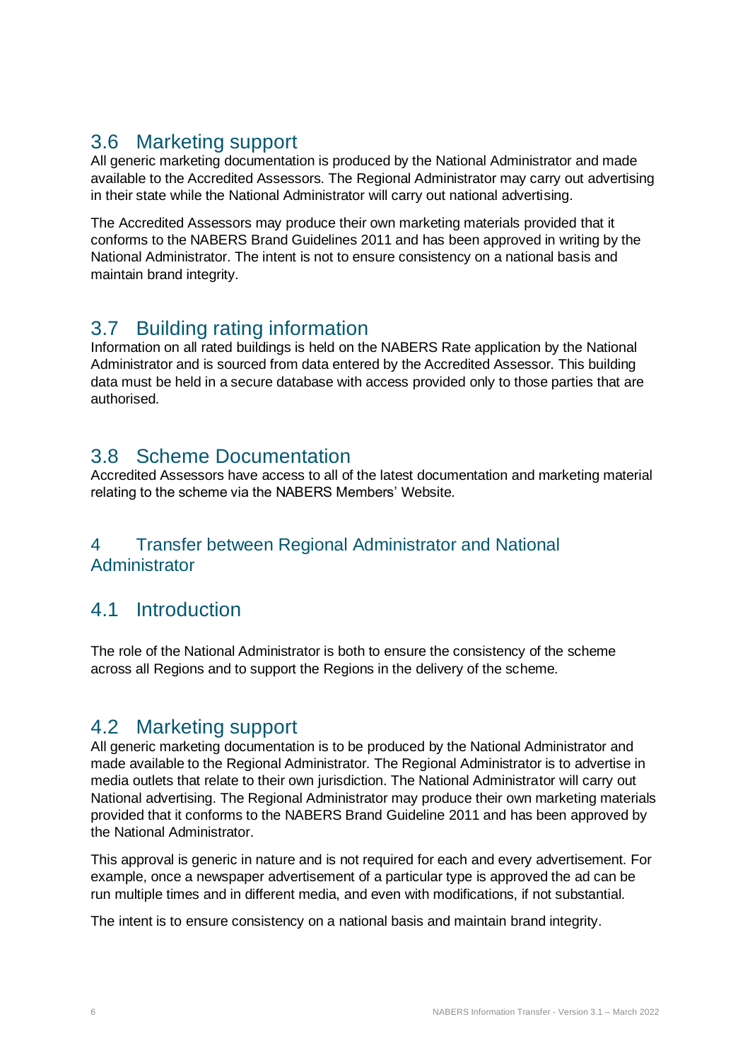## 3.6 Marketing support

All generic marketing documentation is produced by the National Administrator and made available to the Accredited Assessors. The Regional Administrator may carry out advertising in their state while the National Administrator will carry out national advertising.

The Accredited Assessors may produce their own marketing materials provided that it conforms to the NABERS Brand Guidelines 2011 and has been approved in writing by the National Administrator. The intent is not to ensure consistency on a national basis and maintain brand integrity.

## 3.7 Building rating information

Information on all rated buildings is held on the NABERS Rate application by the National Administrator and is sourced from data entered by the Accredited Assessor. This building data must be held in a secure database with access provided only to those parties that are authorised.

## 3.8 Scheme Documentation

Accredited Assessors have access to all of the latest documentation and marketing material relating to the scheme via the NABERS Members' Website.

# 4 Transfer between Regional Administrator and National Administrator

## 4.1 Introduction

The role of the National Administrator is both to ensure the consistency of the scheme across all Regions and to support the Regions in the delivery of the scheme.

## 4.2 Marketing support

All generic marketing documentation is to be produced by the National Administrator and made available to the Regional Administrator. The Regional Administrator is to advertise in media outlets that relate to their own jurisdiction. The National Administrator will carry out National advertising. The Regional Administrator may produce their own marketing materials provided that it conforms to the NABERS Brand Guideline 2011 and has been approved by the National Administrator.

This approval is generic in nature and is not required for each and every advertisement. For example, once a newspaper advertisement of a particular type is approved the ad can be run multiple times and in different media, and even with modifications, if not substantial.

The intent is to ensure consistency on a national basis and maintain brand integrity.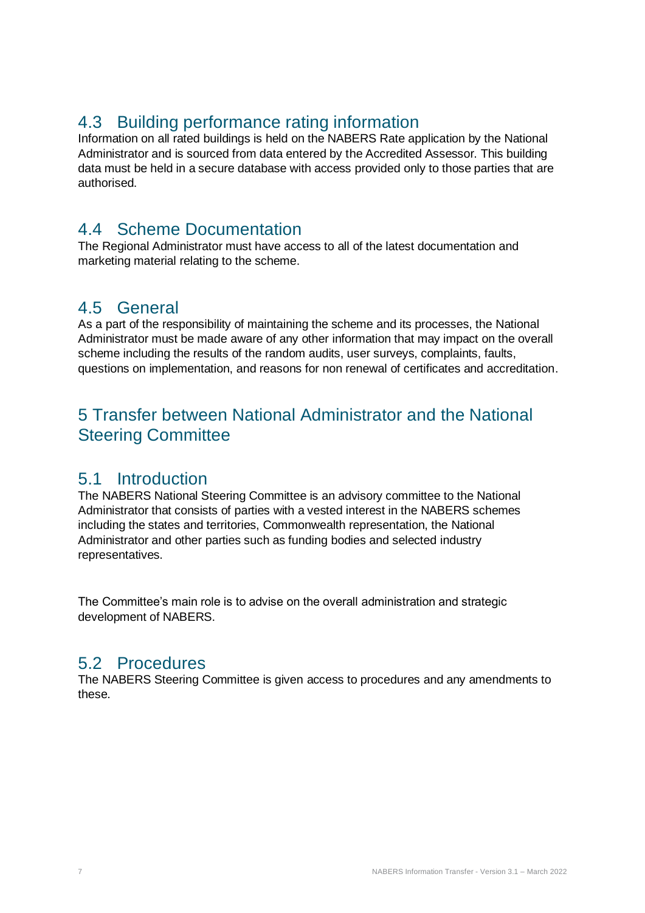## 4.3 Building performance rating information

Information on all rated buildings is held on the NABERS Rate application by the National Administrator and is sourced from data entered by the Accredited Assessor. This building data must be held in a secure database with access provided only to those parties that are authorised.

## 4.4 Scheme Documentation

The Regional Administrator must have access to all of the latest documentation and marketing material relating to the scheme.

## 4.5 General

As a part of the responsibility of maintaining the scheme and its processes, the National Administrator must be made aware of any other information that may impact on the overall scheme including the results of the random audits, user surveys, complaints, faults, questions on implementation, and reasons for non renewal of certificates and accreditation.

# 5 Transfer between National Administrator and the National Steering Committee

## 5.1 Introduction

The NABERS National Steering Committee is an advisory committee to the National Administrator that consists of parties with a vested interest in the NABERS schemes including the states and territories, Commonwealth representation, the National Administrator and other parties such as funding bodies and selected industry representatives.

The Committee's main role is to advise on the overall administration and strategic development of NABERS.

## 5.2 Procedures

The NABERS Steering Committee is given access to procedures and any amendments to these.